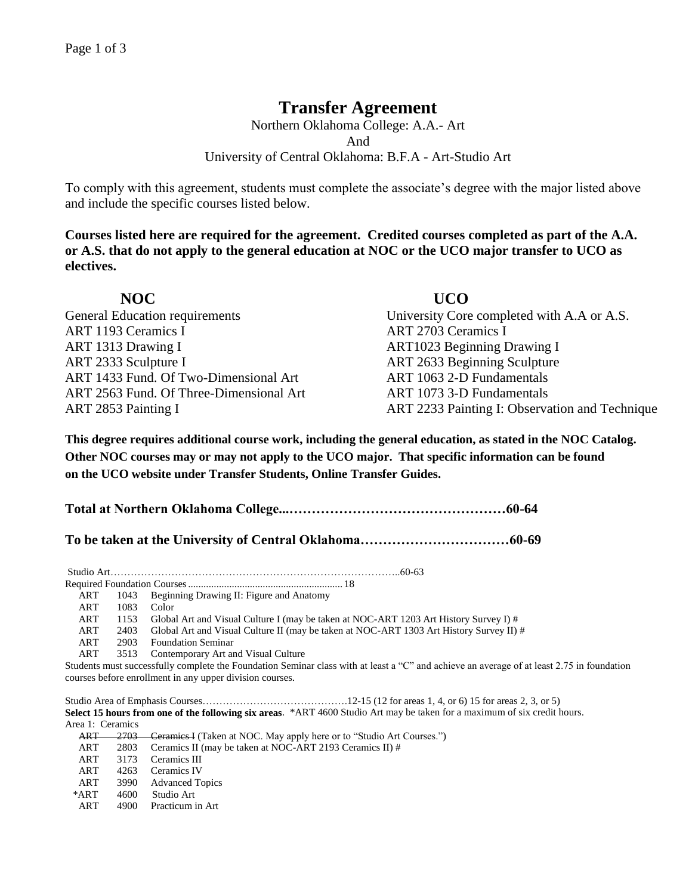# Transfer Agreement

Northern Oklahoma College: A.A.- Art
And
University of Central Oklahoma: B.F.A - Art-Studio Art

To comply with this agreement, students must complete the associate's degree with the major listed above and include the specific courses listed below.

**Courses listed here are required for the agreement. Credited courses completed as part of the A.A. or A.S. that do not apply to the general education at NOC or the UCO major transfer to UCO as electives.**

| NOC | UCO |
| --- | --- |
| General Education requirements | University Core completed with A.A or A.S. |
| ART 1193 Ceramics I | ART 2703 Ceramics I |
| ART 1313 Drawing I | ART1023 Beginning Drawing I |
| ART 2333 Sculpture I | ART 2633 Beginning Sculpture |
| ART 1433 Fund. Of Two-Dimensional Art | ART 1063 2-D Fundamentals |
| ART 2563 Fund. Of Three-Dimensional Art | ART 1073 3-D Fundamentals |
| ART 2853 Painting I | ART 2233 Painting I: Observation and Technique |

**This degree requires additional course work, including the general education, as stated in the NOC Catalog. Other NOC courses may or may not apply to the UCO major. That specific information can be found on the UCO website under Transfer Students, Online Transfer Guides.**

**Total at Northern Oklahoma College...…………………………………………60-64**

**To be taken at the University of Central Oklahoma……………………………60-69**

Studio Art……………………………………………………………………………..60-63

Required Foundation Courses ........................................................................ 18

| | | |
| --- | --- | --- |
| ART | 1043 | Beginning Drawing II: Figure and Anatomy |
| ART | 1083 | Color |
| ART | 1153 | Global Art and Visual Culture I (may be taken at NOC-ART 1203 Art History Survey I) # |
| ART | 2403 | Global Art and Visual Culture II (may be taken at NOC-ART 1303 Art History Survey II) # |
| ART | 2903 | Foundation Seminar |
| ART | 3513 | Contemporary Art and Visual Culture |

Students must successfully complete the Foundation Seminar class with at least a "C" and achieve an average of at least 2.75 in foundation courses before enrollment in any upper division courses.

Studio Area of Emphasis Courses…………………………………….12-15 (12 for areas 1, 4, or 6) 15 for areas 2, 3, or 5)

**Select 15 hours from one of the following six areas**. *ART 4600 Studio Art may be taken for a maximum of six credit hours.

Area 1: Ceramics

| | | |
| --- | --- | --- |
| ~~ART~~ | ~~2703~~ | ~~Ceramics I~~ (Taken at NOC. May apply here or to "Studio Art Courses.") |
| ART | 2803 | Ceramics II (may be taken at NOC-ART 2193 Ceramics II) # |
| ART | 3173 | Ceramics III |
| ART | 4263 | Ceramics IV |
| ART | 3990 | Advanced Topics |
| *ART | 4600 | Studio Art |
| ART | 4900 | Practicum in Art |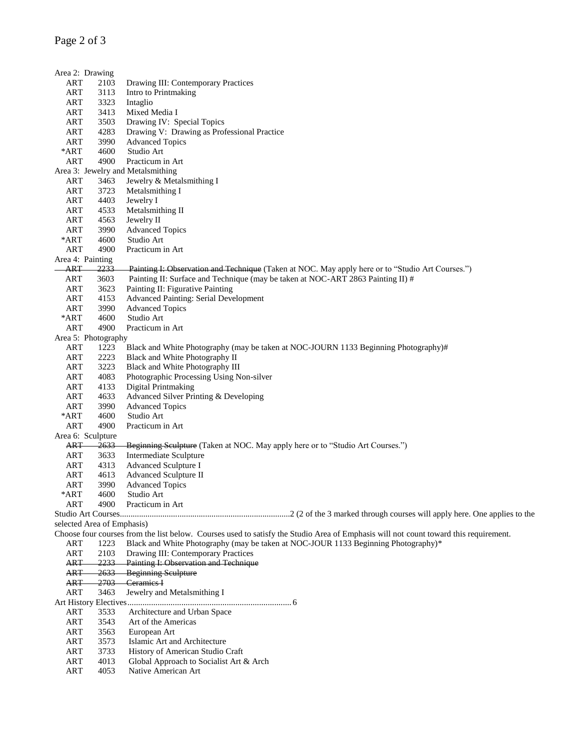Area 2: Drawing

| | | |
|---|---|---|
| ART | 2103 | Drawing III: Contemporary Practices |
| ART | 3113 | Intro to Printmaking |
| ART | 3323 | Intaglio |
| ART | 3413 | Mixed Media I |
| ART | 3503 | Drawing IV: Special Topics |
| ART | 4283 | Drawing V: Drawing as Professional Practice |
| ART | 3990 | Advanced Topics |
| *ART | 4600 | Studio Art |
| ART | 4900 | Practicum in Art |

Area 3: Jewelry and Metalsmithing

| | | |
|---|---|---|
| ART | 3463 | Jewelry & Metalsmithing I |
| ART | 3723 | Metalsmithing I |
| ART | 4403 | Jewelry I |
| ART | 4533 | Metalsmithing II |
| ART | 4563 | Jewelry II |
| ART | 3990 | Advanced Topics |
| *ART | 4600 | Studio Art |
| ART | 4900 | Practicum in Art |

Area 4: Painting

| | | |
|---|---|---|
| ~~ART~~ | ~~2233~~ | ~~Painting I: Observation and Technique~~ (Taken at NOC. May apply here or to “Studio Art Courses.”) |
| ART | 3603 | Painting II: Surface and Technique (may be taken at NOC-ART 2863 Painting II) # |
| ART | 3623 | Painting II: Figurative Painting |
| ART | 4153 | Advanced Painting: Serial Development |
| ART | 3990 | Advanced Topics |
| *ART | 4600 | Studio Art |
| ART | 4900 | Practicum in Art |

Area 5: Photography

| | | |
|---|---|---|
| ART | 1223 | Black and White Photography (may be taken at NOC-JOURN 1133 Beginning Photography)# |
| ART | 2223 | Black and White Photography II |
| ART | 3223 | Black and White Photography III |
| ART | 4083 | Photographic Processing Using Non-silver |
| ART | 4133 | Digital Printmaking |
| ART | 4633 | Advanced Silver Printing & Developing |
| ART | 3990 | Advanced Topics |
| *ART | 4600 | Studio Art |
| ART | 4900 | Practicum in Art |

Area 6: Sculpture

| | | |
|---|---|---|
| ~~ART~~ | ~~2633~~ | ~~Beginning Sculpture~~ (Taken at NOC. May apply here or to “Studio Art Courses.”) |
| ART | 3633 | Intermediate Sculpture |
| ART | 4313 | Advanced Sculpture I |
| ART | 4613 | Advanced Sculpture II |
| ART | 3990 | Advanced Topics |
| *ART | 4600 | Studio Art |
| ART | 4900 | Practicum in Art |

Studio Art Courses...............................................................................2 (2 of the 3 marked through courses will apply here. One applies to the selected Area of Emphasis)

Choose four courses from the list below. Courses used to satisfy the Studio Area of Emphasis will not count toward this requirement.

| | | |
|---|---|---|
| ART | 1223 | Black and White Photography (may be taken at NOC-JOUR 1133 Beginning Photography)* |
| ART | 2103 | Drawing III: Contemporary Practices |
| ~~ART~~ | ~~2233~~ | ~~Painting I: Observation and Technique~~ |
| ~~ART~~ | ~~2633~~ | ~~Beginning Sculpture~~ |
| ~~ART~~ | ~~2703~~ | ~~Ceramics I~~ |
| ART | 3463 | Jewelry and Metalsmithing I |

Art History Electives............................................................................ 6

| | | |
|---|---|---|
| ART | 3533 | Architecture and Urban Space |
| ART | 3543 | Art of the Americas |
| ART | 3563 | European Art |
| ART | 3573 | Islamic Art and Architecture |
| ART | 3733 | History of American Studio Craft |
| ART | 4013 | Global Approach to Socialist Art & Arch |
| ART | 4053 | Native American Art |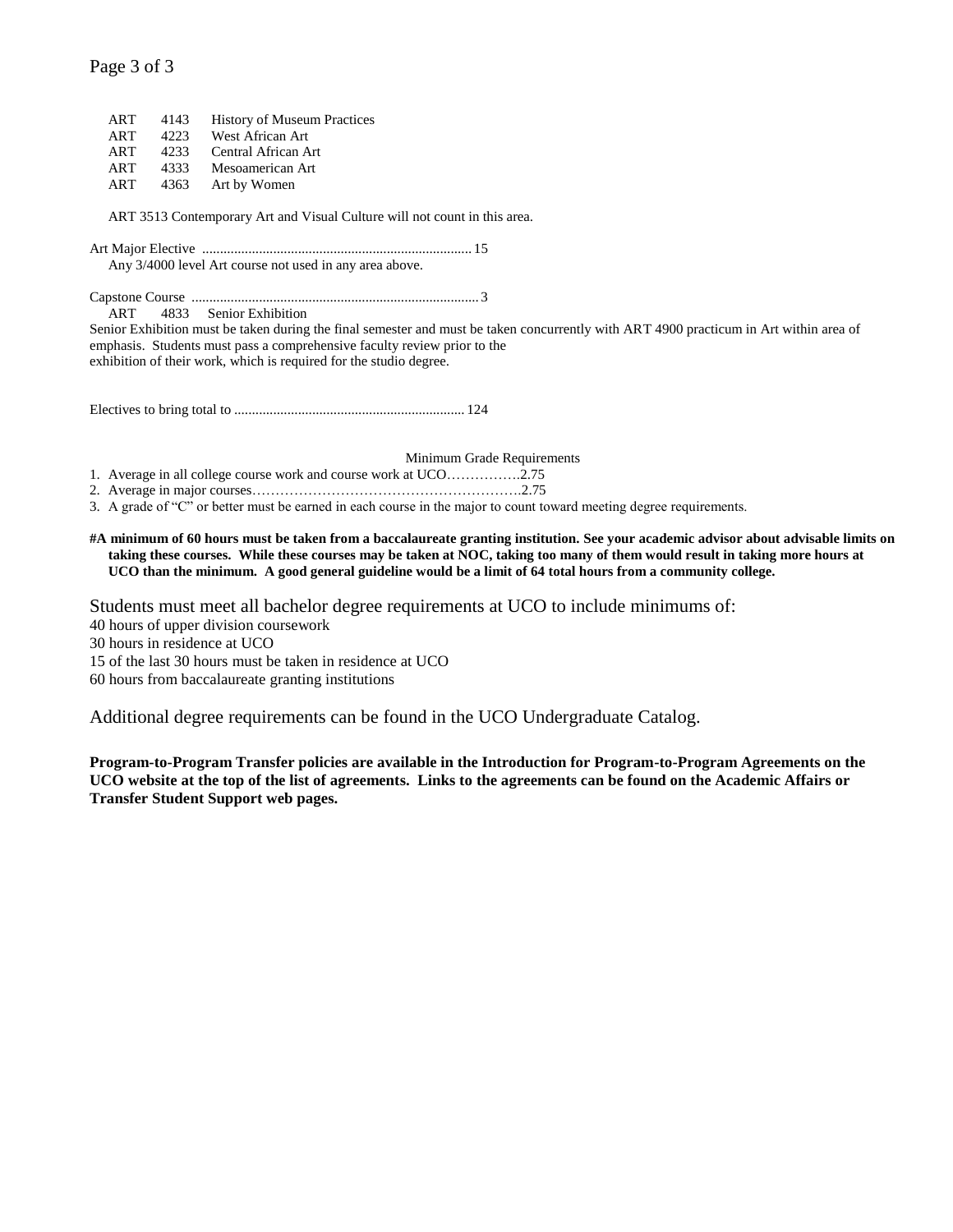ART 4143 History of Museum Practices
ART 4223 West African Art
ART 4233 Central African Art
ART 4333 Mesoamerican Art
ART 4363 Art by Women

ART 3513 Contemporary Art and Visual Culture will not count in this area.

Art Major Elective ............................................................................ 15
Any 3/4000 level Art course not used in any area above.

Capstone Course ................................................................................. 3
ART 4833 Senior Exhibition
Senior Exhibition must be taken during the final semester and must be taken concurrently with ART 4900 practicum in Art within area of emphasis. Students must pass a comprehensive faculty review prior to the exhibition of their work, which is required for the studio degree.

Electives to bring total to ................................................................. 124

Minimum Grade Requirements

1. Average in all college course work and course work at UCO…………….2.75
2. Average in major courses………………………………………………….2.75
3. A grade of "C" or better must be earned in each course in the major to count toward meeting degree requirements.

**#A minimum of 60 hours must be taken from a baccalaureate granting institution. See your academic advisor about advisable limits on taking these courses. While these courses may be taken at NOC, taking too many of them would result in taking more hours at UCO than the minimum. A good general guideline would be a limit of 64 total hours from a community college.**

Students must meet all bachelor degree requirements at UCO to include minimums of:
40 hours of upper division coursework
30 hours in residence at UCO
15 of the last 30 hours must be taken in residence at UCO
60 hours from baccalaureate granting institutions

Additional degree requirements can be found in the UCO Undergraduate Catalog.

**Program-to-Program Transfer policies are available in the Introduction for Program-to-Program Agreements on the UCO website at the top of the list of agreements. Links to the agreements can be found on the Academic Affairs or Transfer Student Support web pages.**